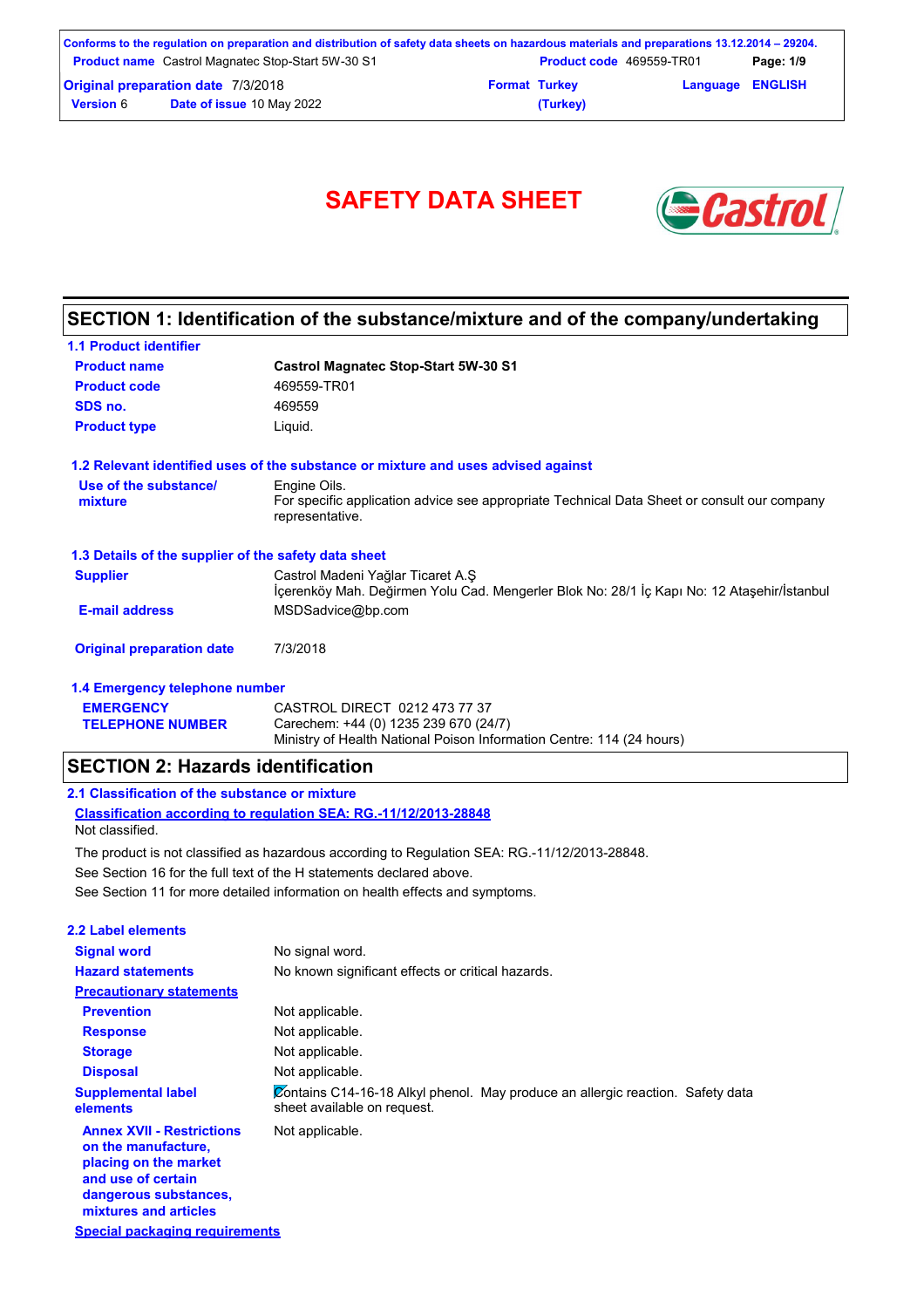Conforms to the regulation on preparation and distribution of safety data sheets on hazardous materials and preparations 13.12.2014 – 29204.

| | | | |
|---|---|---|---|
| **Product name** Castrol Magnatec Stop-Start 5W-30 S1 | | **Product code** 469559-TR01 | |
| **Original preparation date** 7/3/2018 | | **Format** Turkey (Turkey) | **Language** ENGLISH |
| **Version** 6 | **Date of issue** 10 May 2022 | | |

# SAFETY DATA SHEET

## SECTION 1: Identification of the substance/mixture and of the company/undertaking

### 1.1 Product identifier

**Product name** | **Castrol Magnatec Stop-Start 5W-30 S1**

**Product code** | 469559-TR01

**SDS no.** | 469559

**Product type** | Liquid.

### 1.2 Relevant identified uses of the substance or mixture and uses advised against

**Use of the substance/ mixture** | Engine Oils.
For specific application advice see appropriate Technical Data Sheet or consult our company representative.

### 1.3 Details of the supplier of the safety data sheet

**Supplier** | Castrol Madeni Yağlar Ticaret A.Ş
İçerenköy Mah. Değirmen Yolu Cad. Mengerler Blok No: 28/1 İç Kapı No: 12 Ataşehir/İstanbul

**E-mail address** | MSDSadvice@bp.com

**Original preparation date** | 7/3/2018

### 1.4 Emergency telephone number

**EMERGENCY TELEPHONE NUMBER** | CASTROL DIRECT 0212 473 77 37
Carechem: +44 (0) 1235 239 670 (24/7)
Ministry of Health National Poison Information Centre: 114 (24 hours)

## SECTION 2: Hazards identification

### 2.1 Classification of the substance or mixture

**Classification according to regulation SEA: RG.-11/12/2013-28848**

Not classified.

The product is not classified as hazardous according to Regulation SEA: RG.-11/12/2013-28848.

See Section 16 for the full text of the H statements declared above.

See Section 11 for more detailed information on health effects and symptoms.

### 2.2 Label elements

**Signal word** | No signal word.

**Hazard statements** | No known significant effects or critical hazards.

**Precautionary statements**

**Prevention** | Not applicable.

**Response** | Not applicable.

**Storage** | Not applicable.

**Disposal** | Not applicable.

**Supplemental label elements** | Contains C14-16-18 Alkyl phenol. May produce an allergic reaction. Safety data sheet available on request.

**Annex XVII - Restrictions on the manufacture, placing on the market and use of certain dangerous substances, mixtures and articles** | Not applicable.

**Special packaging requirements**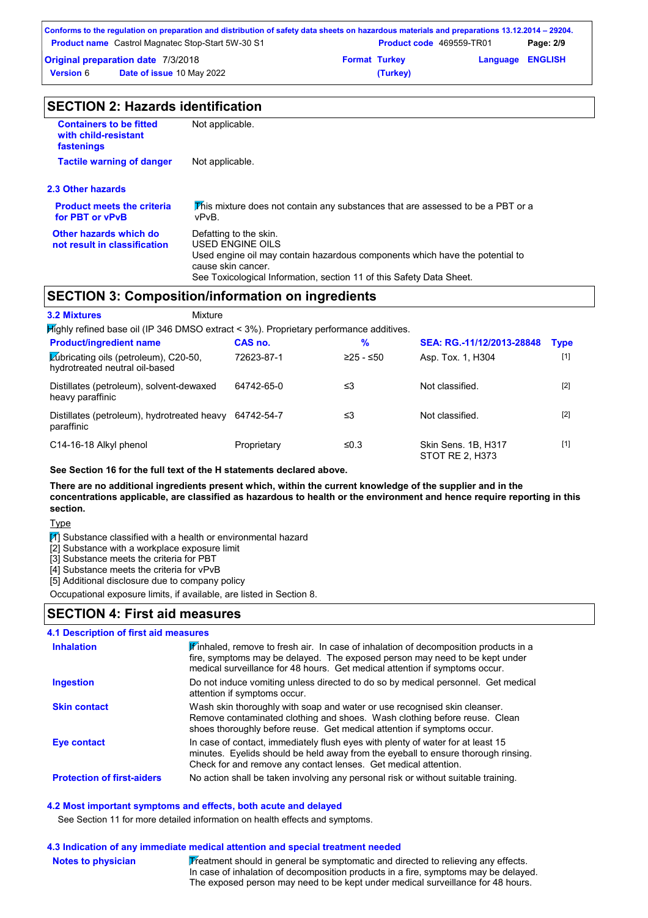## SECTION 2: Hazards identification

| | |
|---|---|
| **Containers to be fitted with child-resistant fastenings** | Not applicable. |
| **Tactile warning of danger** | Not applicable. |

### 2.3 Other hazards

| | |
|---|---|
| **Product meets the criteria for PBT or vPvB** | This mixture does not contain any substances that are assessed to be a PBT or a vPvB. |
| **Other hazards which do not result in classification** | Defatting to the skin.<br>USED ENGINE OILS<br>Used engine oil may contain hazardous components which have the potential to cause skin cancer.<br>See Toxicological Information, section 11 of this Safety Data Sheet. |

## SECTION 3: Composition/information on ingredients

**3.2 Mixtures** Mixture

Highly refined base oil (IP 346 DMSO extract < 3%). Proprietary performance additives.

| Product/ingredient name | CAS no. | % | SEA: RG.-11/12/2013-28848 | Type |
|---|---|---|---|---|
| Lubricating oils (petroleum), C20-50, hydrotreated neutral oil-based | 72623-87-1 | ≥25 - ≤50 | Asp. Tox. 1, H304 | [1] |
| Distillates (petroleum), solvent-dewaxed heavy paraffinic | 64742-65-0 | ≤3 | Not classified. | [2] |
| Distillates (petroleum), hydrotreated heavy paraffinic | 64742-54-7 | ≤3 | Not classified. | [2] |
| C14-16-18 Alkyl phenol | Proprietary | ≤0.3 | Skin Sens. 1B, H317<br>STOT RE 2, H373 | [1] |

**See Section 16 for the full text of the H statements declared above.**

**There are no additional ingredients present which, within the current knowledge of the supplier and in the concentrations applicable, are classified as hazardous to health or the environment and hence require reporting in this section.**

Type

[1] Substance classified with a health or environmental hazard
[2] Substance with a workplace exposure limit
[3] Substance meets the criteria for PBT
[4] Substance meets the criteria for vPvB
[5] Additional disclosure due to company policy

Occupational exposure limits, if available, are listed in Section 8.

## SECTION 4: First aid measures

### 4.1 Description of first aid measures

| | |
|---|---|
| **Inhalation** | If inhaled, remove to fresh air. In case of inhalation of decomposition products in a fire, symptoms may be delayed. The exposed person may need to be kept under medical surveillance for 48 hours. Get medical attention if symptoms occur. |
| **Ingestion** | Do not induce vomiting unless directed to do so by medical personnel. Get medical attention if symptoms occur. |
| **Skin contact** | Wash skin thoroughly with soap and water or use recognised skin cleanser. Remove contaminated clothing and shoes. Wash clothing before reuse. Clean shoes thoroughly before reuse. Get medical attention if symptoms occur. |
| **Eye contact** | In case of contact, immediately flush eyes with plenty of water for at least 15 minutes. Eyelids should be held away from the eyeball to ensure thorough rinsing. Check for and remove any contact lenses. Get medical attention. |
| **Protection of first-aiders** | No action shall be taken involving any personal risk or without suitable training. |

### 4.2 Most important symptoms and effects, both acute and delayed

See Section 11 for more detailed information on health effects and symptoms.

### 4.3 Indication of any immediate medical attention and special treatment needed

| | |
|---|---|
| **Notes to physician** | Treatment should in general be symptomatic and directed to relieving any effects. In case of inhalation of decomposition products in a fire, symptoms may be delayed. The exposed person may need to be kept under medical surveillance for 48 hours. |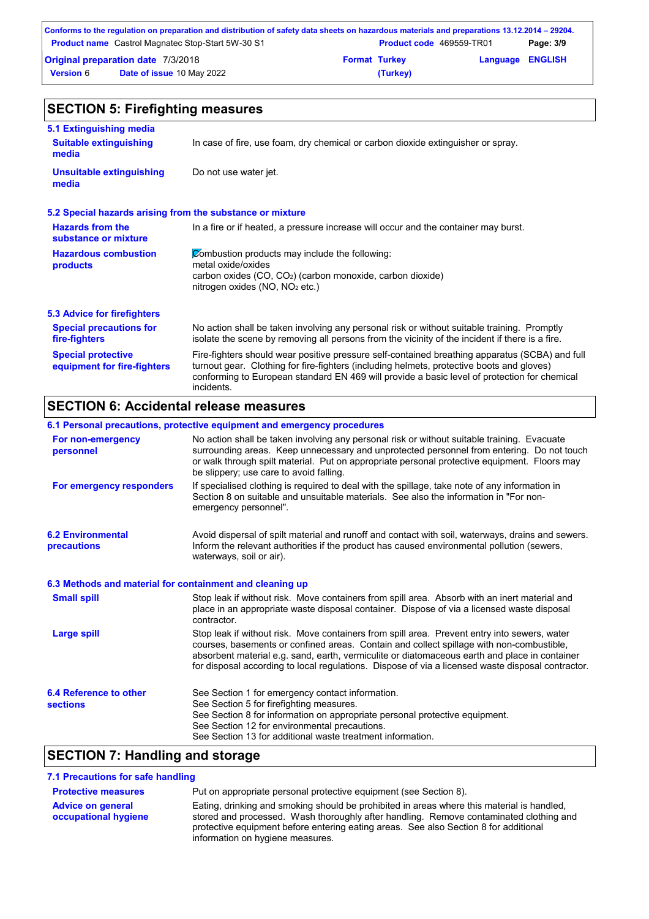## SECTION 5: Firefighting measures

### 5.1 Extinguishing media

**Suitable extinguishing media**
In case of fire, use foam, dry chemical or carbon dioxide extinguisher or spray.

**Unsuitable extinguishing media**
Do not use water jet.

### 5.2 Special hazards arising from the substance or mixture

**Hazards from the substance or mixture**
In a fire or if heated, a pressure increase will occur and the container may burst.

**Hazardous combustion products**
Combustion products may include the following:
metal oxide/oxides
carbon oxides (CO, $CO_2$) (carbon monoxide, carbon dioxide)
nitrogen oxides (NO, $NO_2$ etc.)

### 5.3 Advice for firefighters

**Special precautions for fire-fighters**
No action shall be taken involving any personal risk or without suitable training. Promptly isolate the scene by removing all persons from the vicinity of the incident if there is a fire.

**Special protective equipment for fire-fighters**
Fire-fighters should wear positive pressure self-contained breathing apparatus (SCBA) and full turnout gear. Clothing for fire-fighters (including helmets, protective boots and gloves) conforming to European standard EN 469 will provide a basic level of protection for chemical incidents.

## SECTION 6: Accidental release measures

### 6.1 Personal precautions, protective equipment and emergency procedures

**For non-emergency personnel**
No action shall be taken involving any personal risk or without suitable training. Evacuate surrounding areas. Keep unnecessary and unprotected personnel from entering. Do not touch or walk through spilt material. Put on appropriate personal protective equipment. Floors may be slippery; use care to avoid falling.

**For emergency responders**
If specialised clothing is required to deal with the spillage, take note of any information in Section 8 on suitable and unsuitable materials. See also the information in "For non-emergency personnel".

### 6.2 Environmental precautions

Avoid dispersal of spilt material and runoff and contact with soil, waterways, drains and sewers. Inform the relevant authorities if the product has caused environmental pollution (sewers, waterways, soil or air).

### 6.3 Methods and material for containment and cleaning up

**Small spill**
Stop leak if without risk. Move containers from spill area. Absorb with an inert material and place in an appropriate waste disposal container. Dispose of via a licensed waste disposal contractor.

**Large spill**
Stop leak if without risk. Move containers from spill area. Prevent entry into sewers, water courses, basements or confined areas. Contain and collect spillage with non-combustible, absorbent material e.g. sand, earth, vermiculite or diatomaceous earth and place in container for disposal according to local regulations. Dispose of via a licensed waste disposal contractor.

### 6.4 Reference to other sections

See Section 1 for emergency contact information.
See Section 5 for firefighting measures.
See Section 8 for information on appropriate personal protective equipment.
See Section 12 for environmental precautions.
See Section 13 for additional waste treatment information.

## SECTION 7: Handling and storage

### 7.1 Precautions for safe handling

**Protective measures**
Put on appropriate personal protective equipment (see Section 8).

**Advice on general occupational hygiene**
Eating, drinking and smoking should be prohibited in areas where this material is handled, stored and processed. Wash thoroughly after handling. Remove contaminated clothing and protective equipment before entering eating areas. See also Section 8 for additional information on hygiene measures.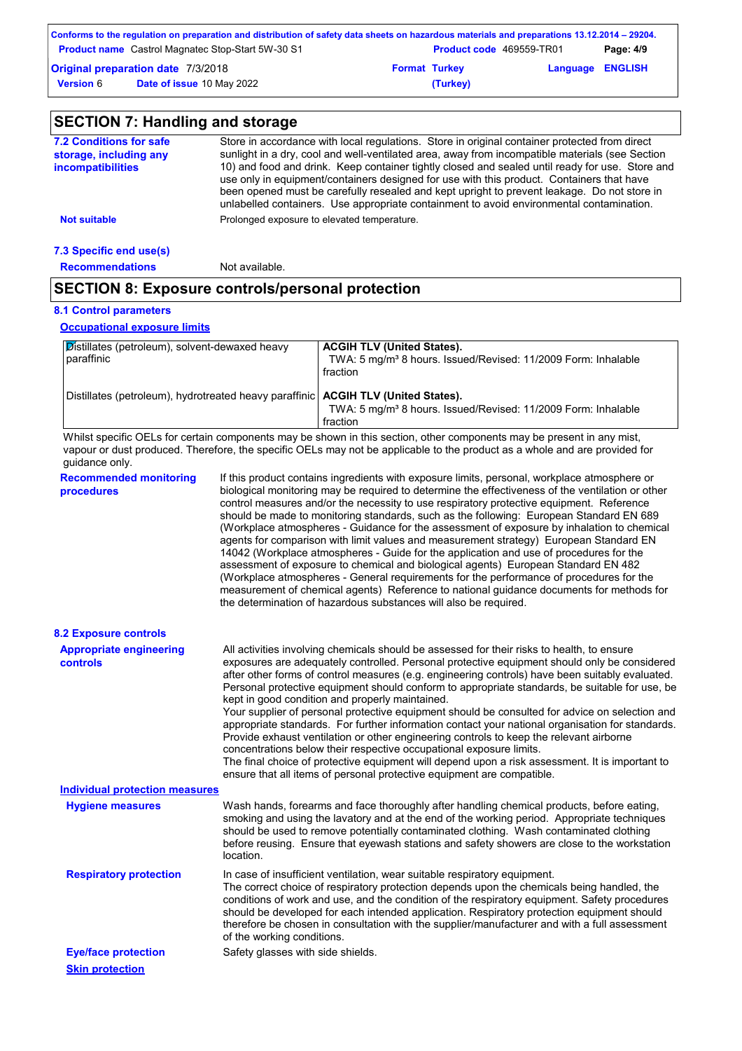## SECTION 7: Handling and storage

**7.2 Conditions for safe storage, including any incompatibilities**

Store in accordance with local regulations. Store in original container protected from direct sunlight in a dry, cool and well-ventilated area, away from incompatible materials (see Section 10) and food and drink. Keep container tightly closed and sealed until ready for use. Store and use only in equipment/containers designed for use with this product. Containers that have been opened must be carefully resealed and kept upright to prevent leakage. Do not store in unlabelled containers. Use appropriate containment to avoid environmental contamination.

**Not suitable** Prolonged exposure to elevated temperature.

**7.3 Specific end use(s)**

**Recommendations** Not available.

## SECTION 8: Exposure controls/personal protection

**8.1 Control parameters**

**Occupational exposure limits**

| | |
|---|---|
| Distillates (petroleum), solvent-dewaxed heavy paraffinic | **ACGIH TLV (United States).** TWA: 5 mg/m³ 8 hours. Issued/Revised: 11/2009 Form: Inhalable fraction |
| Distillates (petroleum), hydrotreated heavy paraffinic | **ACGIH TLV (United States).** TWA: 5 mg/m³ 8 hours. Issued/Revised: 11/2009 Form: Inhalable fraction |

Whilst specific OELs for certain components may be shown in this section, other components may be present in any mist, vapour or dust produced. Therefore, the specific OELs may not be applicable to the product as a whole and are provided for guidance only.

**Recommended monitoring procedures**

If this product contains ingredients with exposure limits, personal, workplace atmosphere or biological monitoring may be required to determine the effectiveness of the ventilation or other control measures and/or the necessity to use respiratory protective equipment. Reference should be made to monitoring standards, such as the following: European Standard EN 689 (Workplace atmospheres - Guidance for the assessment of exposure by inhalation to chemical agents for comparison with limit values and measurement strategy) European Standard EN 14042 (Workplace atmospheres - Guide for the application and use of procedures for the assessment of exposure to chemical and biological agents) European Standard EN 482 (Workplace atmospheres - General requirements for the performance of procedures for the measurement of chemical agents) Reference to national guidance documents for methods for the determination of hazardous substances will also be required.

**8.2 Exposure controls**

**Appropriate engineering controls**

All activities involving chemicals should be assessed for their risks to health, to ensure exposures are adequately controlled. Personal protective equipment should only be considered after other forms of control measures (e.g. engineering controls) have been suitably evaluated. Personal protective equipment should conform to appropriate standards, be suitable for use, be kept in good condition and properly maintained.
Your supplier of personal protective equipment should be consulted for advice on selection and appropriate standards. For further information contact your national organisation for standards.
Provide exhaust ventilation or other engineering controls to keep the relevant airborne concentrations below their respective occupational exposure limits.
The final choice of protective equipment will depend upon a risk assessment. It is important to ensure that all items of personal protective equipment are compatible.

**Individual protection measures**

**Hygiene measures**

Wash hands, forearms and face thoroughly after handling chemical products, before eating, smoking and using the lavatory and at the end of the working period. Appropriate techniques should be used to remove potentially contaminated clothing. Wash contaminated clothing before reusing. Ensure that eyewash stations and safety showers are close to the workstation location.

**Respiratory protection**

In case of insufficient ventilation, wear suitable respiratory equipment.
The correct choice of respiratory protection depends upon the chemicals being handled, the conditions of work and use, and the condition of the respiratory equipment. Safety procedures should be developed for each intended application. Respiratory protection equipment should therefore be chosen in consultation with the supplier/manufacturer and with a full assessment of the working conditions.

**Eye/face protection** Safety glasses with side shields.

**Skin protection**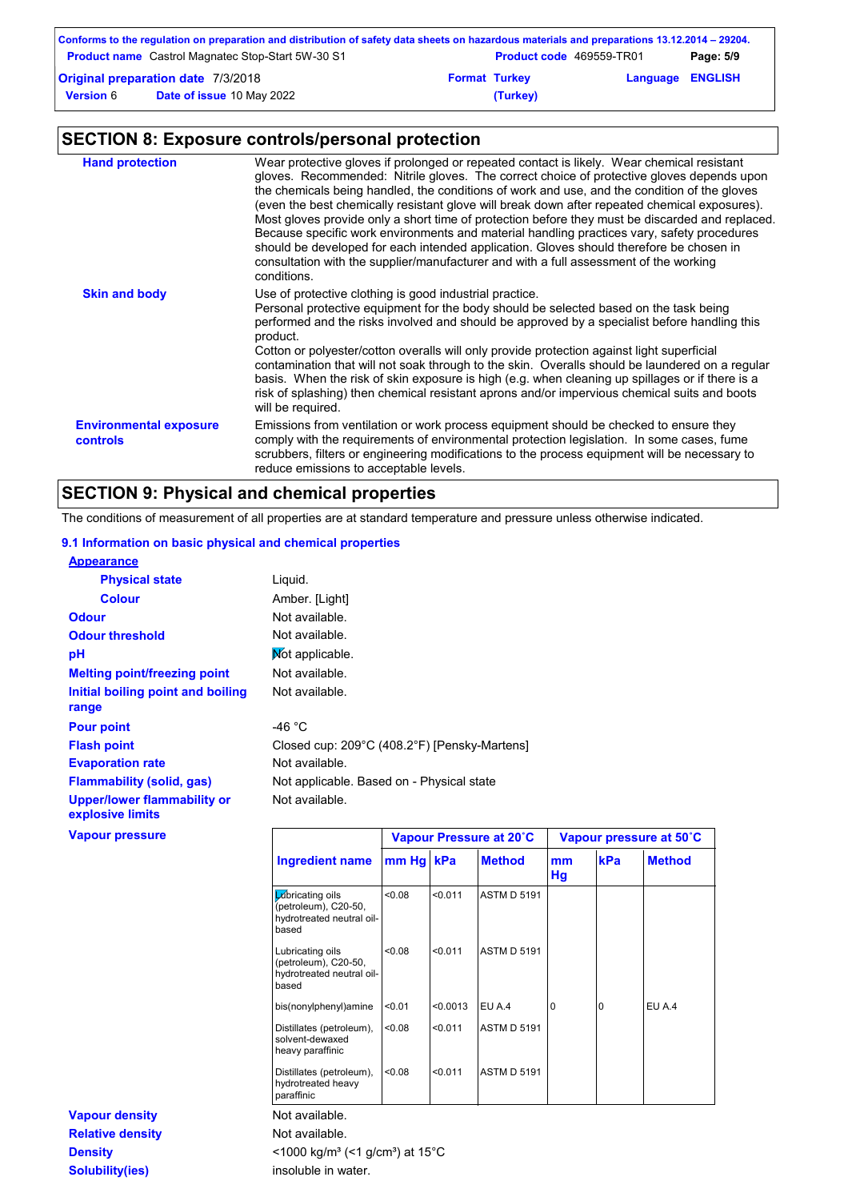## SECTION 8: Exposure controls/personal protection

**Hand protection**

Wear protective gloves if prolonged or repeated contact is likely. Wear chemical resistant gloves. Recommended: Nitrile gloves. The correct choice of protective gloves depends upon the chemicals being handled, the conditions of work and use, and the condition of the gloves (even the best chemically resistant glove will break down after repeated chemical exposures). Most gloves provide only a short time of protection before they must be discarded and replaced. Because specific work environments and material handling practices vary, safety procedures should be developed for each intended application. Gloves should therefore be chosen in consultation with the supplier/manufacturer and with a full assessment of the working conditions.

**Skin and body**

Use of protective clothing is good industrial practice.
Personal protective equipment for the body should be selected based on the task being performed and the risks involved and should be approved by a specialist before handling this product.
Cotton or polyester/cotton overalls will only provide protection against light superficial contamination that will not soak through to the skin. Overalls should be laundered on a regular basis. When the risk of skin exposure is high (e.g. when cleaning up spillages or if there is a risk of splashing) then chemical resistant aprons and/or impervious chemical suits and boots will be required.

**Environmental exposure controls**

Emissions from ventilation or work process equipment should be checked to ensure they comply with the requirements of environmental protection legislation. In some cases, fume scrubbers, filters or engineering modifications to the process equipment will be necessary to reduce emissions to acceptable levels.

## SECTION 9: Physical and chemical properties

The conditions of measurement of all properties are at standard temperature and pressure unless otherwise indicated.

### 9.1 Information on basic physical and chemical properties

**Appearance**

**Physical state**: Liquid.

**Colour**: Amber. [Light]

**Odour**: Not available.

**Odour threshold**: Not available.

**pH**: Not applicable.

**Melting point/freezing point**: Not available.

**Initial boiling point and boiling range**: Not available.

**Pour point**: -46 °C

**Flash point**: Closed cup: 209°C (408.2°F) [Pensky-Martens]

**Evaporation rate**: Not available.

**Flammability (solid, gas)**: Not applicable. Based on - Physical state

**Upper/lower flammability or explosive limits**: Not available.

**Vapour pressure**

| | Vapour Pressure at 20˚C | | | Vapour pressure at 50˚C | | |
|---|---|---|---|---|---|---|
| **Ingredient name** | **mm Hg** | **kPa** | **Method** | **mm Hg** | **kPa** | **Method** |
| Lubricating oils (petroleum), C20-50, hydrotreated neutral oil-based | <0.08 | <0.011 | ASTM D 5191 | | | |
| Lubricating oils (petroleum), C20-50, hydrotreated neutral oil-based | <0.08 | <0.011 | ASTM D 5191 | | | |
| bis(nonylphenyl)amine | <0.01 | <0.0013 | EU A.4 | 0 | 0 | EU A.4 |
| Distillates (petroleum), solvent-dewaxed heavy paraffinic | <0.08 | <0.011 | ASTM D 5191 | | | |
| Distillates (petroleum), hydrotreated heavy paraffinic | <0.08 | <0.011 | ASTM D 5191 | | | |

**Vapour density**: Not available.

**Relative density**: Not available.

**Density**: <1000 kg/m³ (<1 g/cm³) at 15°C

**Solubility(ies)**: insoluble in water.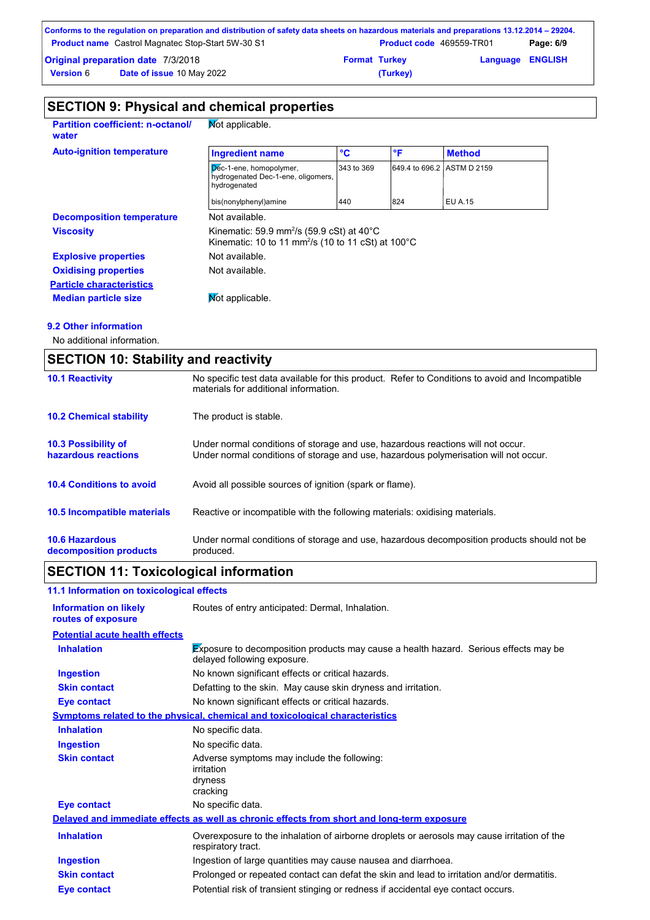## SECTION 9: Physical and chemical properties

**Partition coefficient: n-octanol/ water** Not applicable.

**Auto-ignition temperature**

| Ingredient name | °C | °F | Method |
|---|---|---|---|
| Dec-1-ene, homopolymer, hydrogenated Dec-1-ene, oligomers, hydrogenated | 343 to 369 | 649.4 to 696.2 | ASTM D 2159 |
| bis(nonylphenyl)amine | 440 | 824 | EU A.15 |

**Decomposition temperature** Not available.

**Viscosity** Kinematic: 59.9 $mm^2/s$ (59.9 cSt) at 40°C
Kinematic: 10 to 11 $mm^2/s$ (10 to 11 cSt) at 100°C

**Explosive properties** Not available.

**Oxidising properties** Not available.

**Particle characteristics**

**Median particle size** Not applicable.

### 9.2 Other information

No additional information.

## SECTION 10: Stability and reactivity

**10.1 Reactivity** No specific test data available for this product. Refer to Conditions to avoid and Incompatible materials for additional information.

**10.2 Chemical stability** The product is stable.

**10.3 Possibility of hazardous reactions** Under normal conditions of storage and use, hazardous reactions will not occur.
Under normal conditions of storage and use, hazardous polymerisation will not occur.

**10.4 Conditions to avoid** Avoid all possible sources of ignition (spark or flame).

**10.5 Incompatible materials** Reactive or incompatible with the following materials: oxidising materials.

**10.6 Hazardous decomposition products** Under normal conditions of storage and use, hazardous decomposition products should not be produced.

## SECTION 11: Toxicological information

### 11.1 Information on toxicological effects

**Information on likely routes of exposure** Routes of entry anticipated: Dermal, Inhalation.

**Potential acute health effects**

**Inhalation** Exposure to decomposition products may cause a health hazard. Serious effects may be delayed following exposure.

**Ingestion** No known significant effects or critical hazards.

**Skin contact** Defatting to the skin. May cause skin dryness and irritation.

**Eye contact** No known significant effects or critical hazards.

**Symptoms related to the physical, chemical and toxicological characteristics**

**Inhalation** No specific data.

**Ingestion** No specific data.

**Skin contact** Adverse symptoms may include the following:
irritation
dryness
cracking

**Eye contact** No specific data.

**Delayed and immediate effects as well as chronic effects from short and long-term exposure**

**Inhalation** Overexposure to the inhalation of airborne droplets or aerosols may cause irritation of the respiratory tract.

**Ingestion** Ingestion of large quantities may cause nausea and diarrhoea.

**Skin contact** Prolonged or repeated contact can defat the skin and lead to irritation and/or dermatitis.

**Eye contact** Potential risk of transient stinging or redness if accidental eye contact occurs.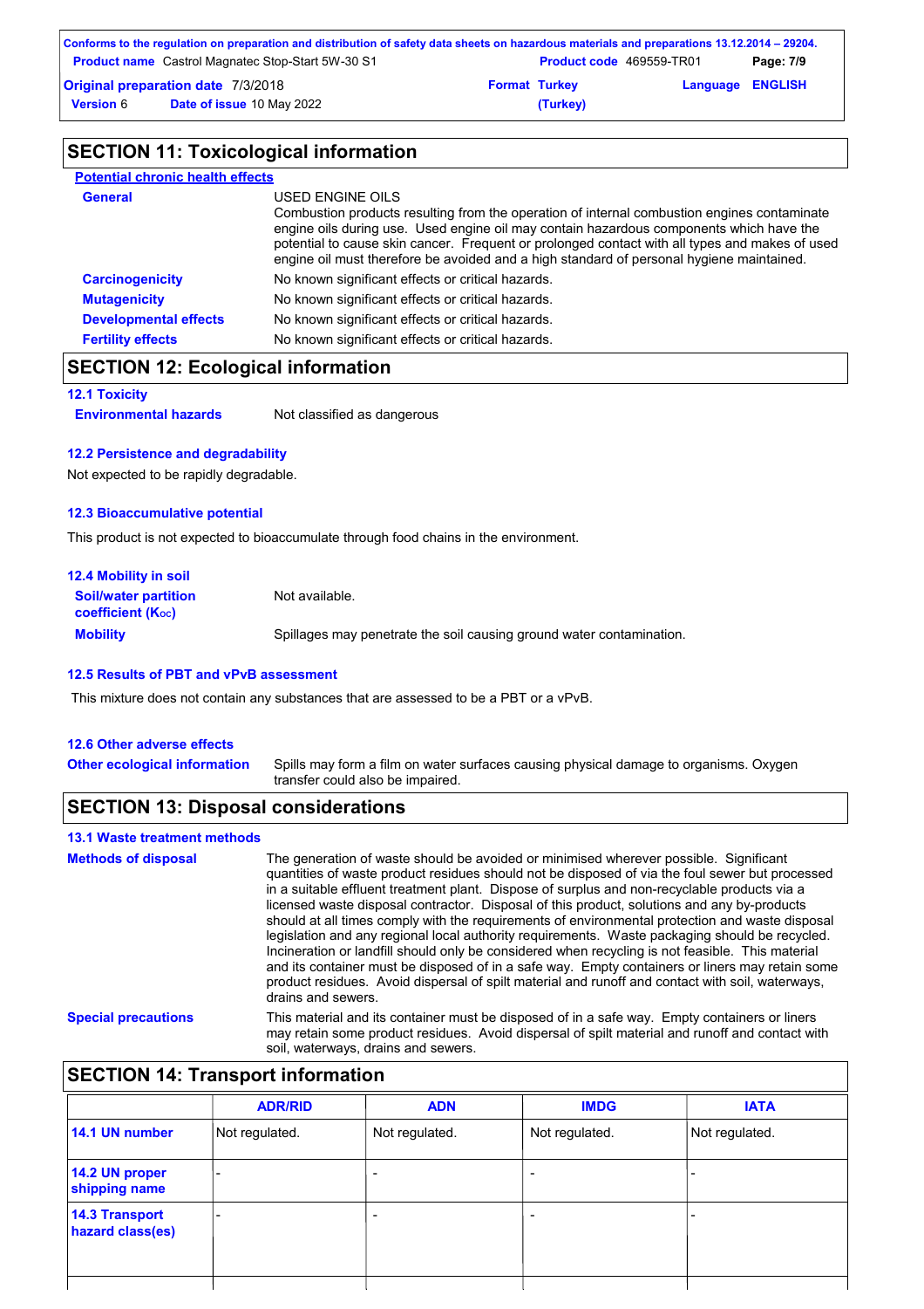## SECTION 11: Toxicological information

**Potential chronic health effects**

**General**
USED ENGINE OILS
Combustion products resulting from the operation of internal combustion engines contaminate engine oils during use. Used engine oil may contain hazardous components which have the potential to cause skin cancer. Frequent or prolonged contact with all types and makes of used engine oil must therefore be avoided and a high standard of personal hygiene maintained.

**Carcinogenicity** No known significant effects or critical hazards.

**Mutagenicity** No known significant effects or critical hazards.

**Developmental effects** No known significant effects or critical hazards.

**Fertility effects** No known significant effects or critical hazards.

## SECTION 12: Ecological information

### 12.1 Toxicity

**Environmental hazards** Not classified as dangerous

### 12.2 Persistence and degradability

Not expected to be rapidly degradable.

### 12.3 Bioaccumulative potential

This product is not expected to bioaccumulate through food chains in the environment.

### 12.4 Mobility in soil

**Soil/water partition coefficient ($K_{OC}$)** Not available.

**Mobility** Spillages may penetrate the soil causing ground water contamination.

### 12.5 Results of PBT and vPvB assessment

This mixture does not contain any substances that are assessed to be a PBT or a vPvB.

### 12.6 Other adverse effects

**Other ecological information** Spills may form a film on water surfaces causing physical damage to organisms. Oxygen transfer could also be impaired.

## SECTION 13: Disposal considerations

### 13.1 Waste treatment methods

**Methods of disposal**
The generation of waste should be avoided or minimised wherever possible. Significant quantities of waste product residues should not be disposed of via the foul sewer but processed in a suitable effluent treatment plant. Dispose of surplus and non-recyclable products via a licensed waste disposal contractor. Disposal of this product, solutions and any by-products should at all times comply with the requirements of environmental protection and waste disposal legislation and any regional local authority requirements. Waste packaging should be recycled. Incineration or landfill should only be considered when recycling is not feasible. This material and its container must be disposed of in a safe way. Empty containers or liners may retain some product residues. Avoid dispersal of spilt material and runoff and contact with soil, waterways, drains and sewers.

**Special precautions**
This material and its container must be disposed of in a safe way. Empty containers or liners may retain some product residues. Avoid dispersal of spilt material and runoff and contact with soil, waterways, drains and sewers.

## SECTION 14: Transport information

| | ADR/RID | ADN | IMDG | IATA |
|---|---|---|---|---|
| **14.1 UN number** | Not regulated. | Not regulated. | Not regulated. | Not regulated. |
| **14.2 UN proper shipping name** | - | - | - | - |
| **14.3 Transport hazard class(es)** | - | - | - | - |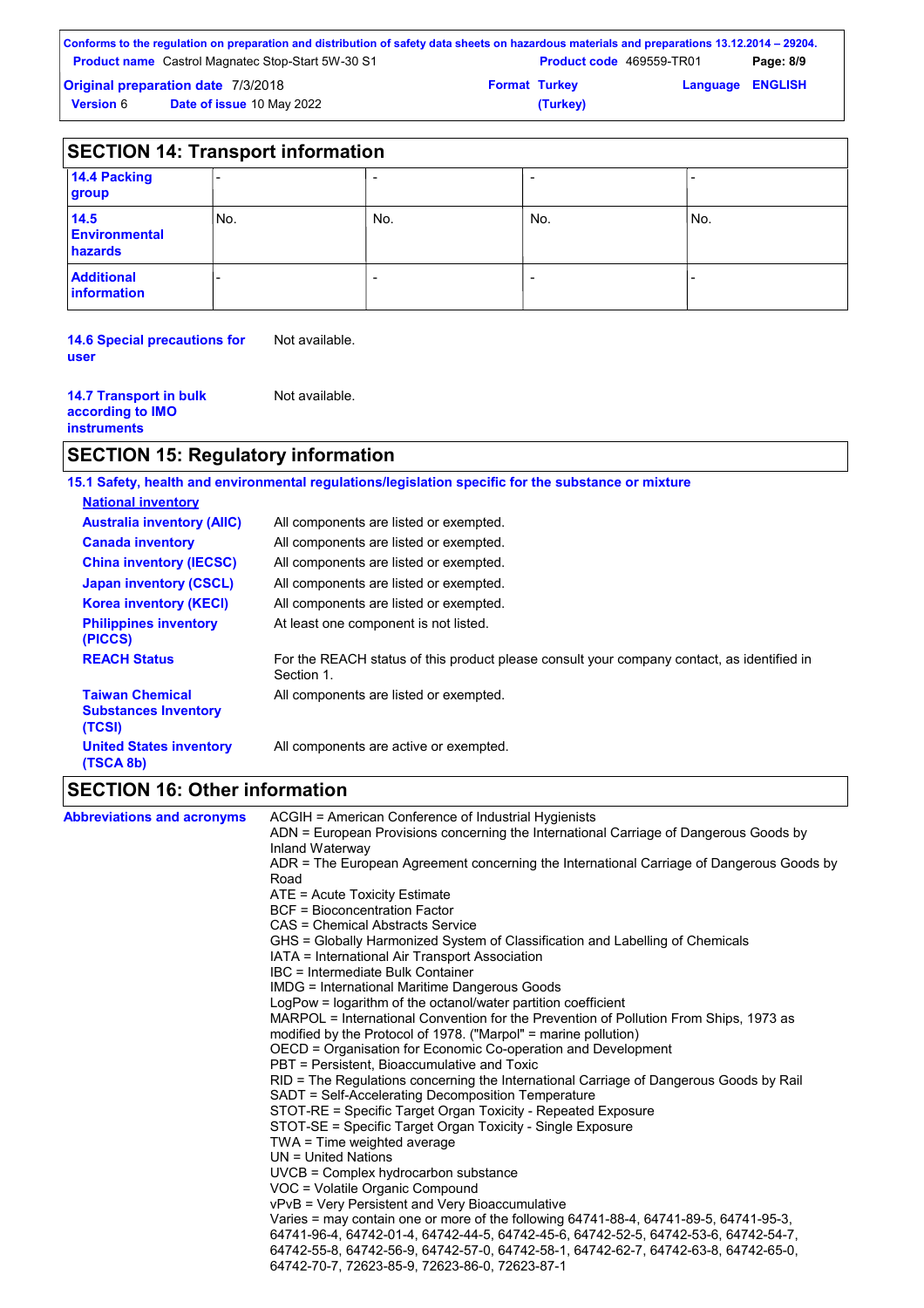## SECTION 14: Transport information

| | | | | |
|---|---|---|---|---|
| **14.4 Packing group** | - | - | - | - |
| **14.5 Environmental hazards** | No. | No. | No. | No. |
| **Additional information** | - | - | - | - |

**14.6 Special precautions for user** Not available.

**14.7 Transport in bulk according to IMO instruments** Not available.

## SECTION 15: Regulatory information

**15.1 Safety, health and environmental regulations/legislation specific for the substance or mixture**

**National inventory**

| | |
|---|---|
| **Australia inventory (AIIC)** | All components are listed or exempted. |
| **Canada inventory** | All components are listed or exempted. |
| **China inventory (IECSC)** | All components are listed or exempted. |
| **Japan inventory (CSCL)** | All components are listed or exempted. |
| **Korea inventory (KECI)** | All components are listed or exempted. |
| **Philippines inventory (PICCS)** | At least one component is not listed. |
| **REACH Status** | For the REACH status of this product please consult your company contact, as identified in Section 1. |
| **Taiwan Chemical Substances Inventory (TCSI)** | All components are listed or exempted. |
| **United States inventory (TSCA 8b)** | All components are active or exempted. |

## SECTION 16: Other information

**Abbreviations and acronyms**

ACGIH = American Conference of Industrial Hygienists
ADN = European Provisions concerning the International Carriage of Dangerous Goods by Inland Waterway
ADR = The European Agreement concerning the International Carriage of Dangerous Goods by Road
ATE = Acute Toxicity Estimate
BCF = Bioconcentration Factor
CAS = Chemical Abstracts Service
GHS = Globally Harmonized System of Classification and Labelling of Chemicals
IATA = International Air Transport Association
IBC = Intermediate Bulk Container
IMDG = International Maritime Dangerous Goods
LogPow = logarithm of the octanol/water partition coefficient
MARPOL = International Convention for the Prevention of Pollution From Ships, 1973 as modified by the Protocol of 1978. ("Marpol" = marine pollution)
OECD = Organisation for Economic Co-operation and Development
PBT = Persistent, Bioaccumulative and Toxic
RID = The Regulations concerning the International Carriage of Dangerous Goods by Rail
SADT = Self-Accelerating Decomposition Temperature
STOT-RE = Specific Target Organ Toxicity - Repeated Exposure
STOT-SE = Specific Target Organ Toxicity - Single Exposure
TWA = Time weighted average
UN = United Nations
UVCB = Complex hydrocarbon substance
VOC = Volatile Organic Compound
vPvB = Very Persistent and Very Bioaccumulative
Varies = may contain one or more of the following 64741-88-4, 64741-89-5, 64741-95-3, 64741-96-4, 64742-01-4, 64742-44-5, 64742-45-6, 64742-52-5, 64742-53-6, 64742-54-7, 64742-55-8, 64742-56-9, 64742-57-0, 64742-58-1, 64742-62-7, 64742-63-8, 64742-65-0, 64742-70-7, 72623-85-9, 72623-86-0, 72623-87-1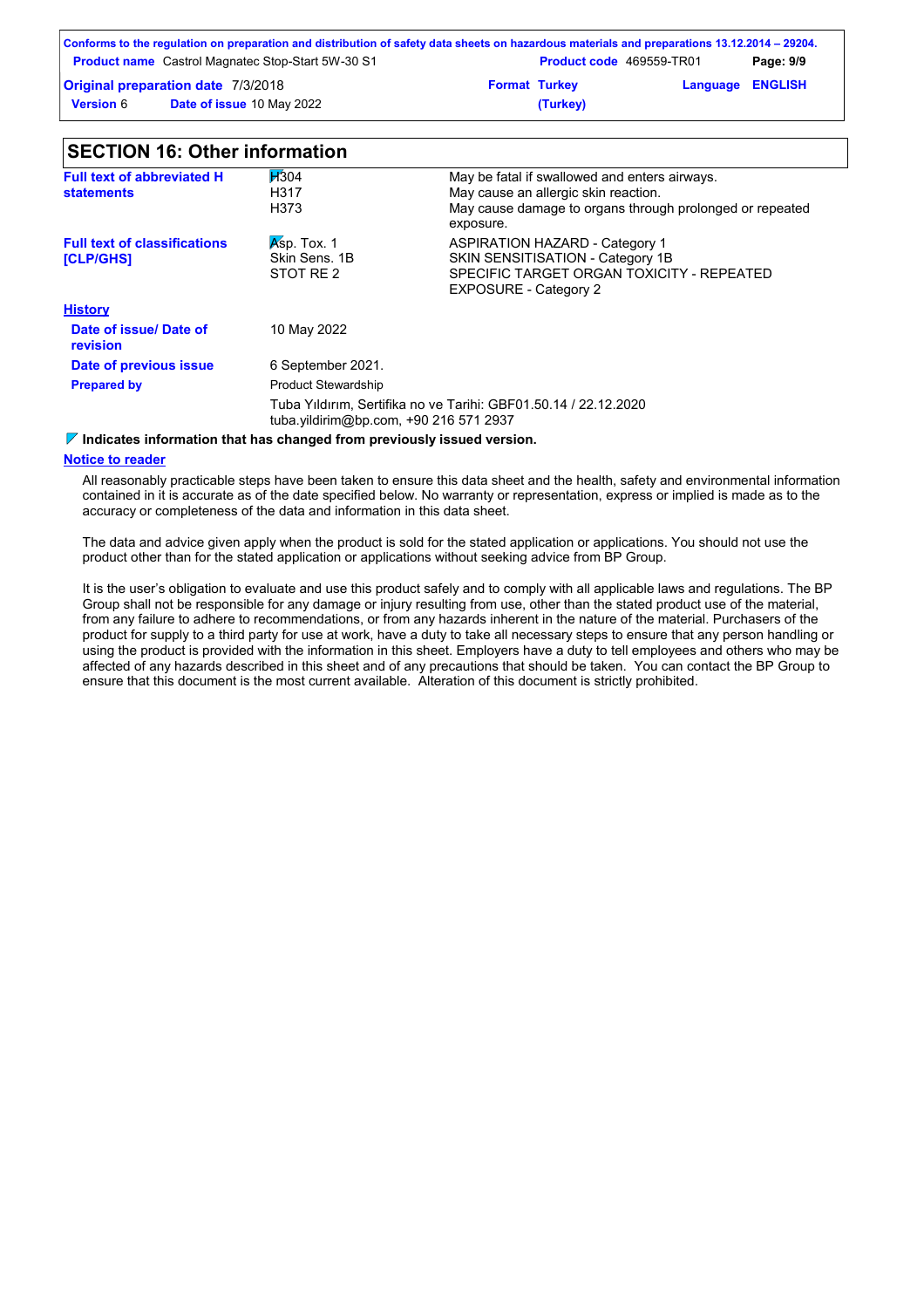## SECTION 16: Other information

| | | |
|---|---|---|
| **Full text of abbreviated H statements** | H304 | May be fatal if swallowed and enters airways. |
| | H317 | May cause an allergic skin reaction. |
| | H373 | May cause damage to organs through prolonged or repeated exposure. |
| **Full text of classifications [CLP/GHS]** | Asp. Tox. 1 | ASPIRATION HAZARD - Category 1 |
| | Skin Sens. 1B | SKIN SENSITISATION - Category 1B |
| | STOT RE 2 | SPECIFIC TARGET ORGAN TOXICITY - REPEATED EXPOSURE - Category 2 |

**History**

| | |
|---|---|
| **Date of issue/ Date of revision** | 10 May 2022 |
| **Date of previous issue** | 6 September 2021. |
| **Prepared by** | Product Stewardship |
| | Tuba Yıldırım, Sertifika no ve Tarihi: GBF01.50.14 / 22.12.2020<br>tuba.yildirim@bp.com, +90 216 571 2937 |

**Indicates information that has changed from previously issued version.**

**Notice to reader**

All reasonably practicable steps have been taken to ensure this data sheet and the health, safety and environmental information contained in it is accurate as of the date specified below. No warranty or representation, express or implied is made as to the accuracy or completeness of the data and information in this data sheet.

The data and advice given apply when the product is sold for the stated application or applications. You should not use the product other than for the stated application or applications without seeking advice from BP Group.

It is the user's obligation to evaluate and use this product safely and to comply with all applicable laws and regulations. The BP Group shall not be responsible for any damage or injury resulting from use, other than the stated product use of the material, from any failure to adhere to recommendations, or from any hazards inherent in the nature of the material. Purchasers of the product for supply to a third party for use at work, have a duty to take all necessary steps to ensure that any person handling or using the product is provided with the information in this sheet. Employers have a duty to tell employees and others who may be affected of any hazards described in this sheet and of any precautions that should be taken. You can contact the BP Group to ensure that this document is the most current available. Alteration of this document is strictly prohibited.